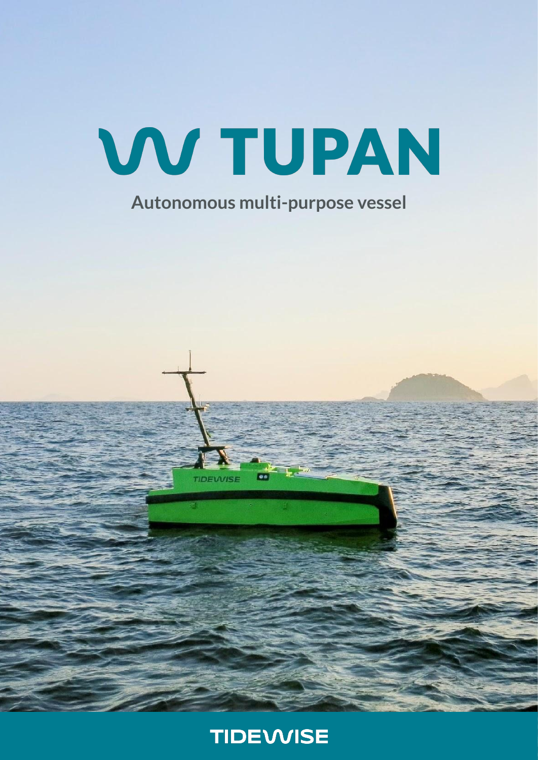# TUPAN

**Autonomous multi-purpose vessel**

TIDEWISE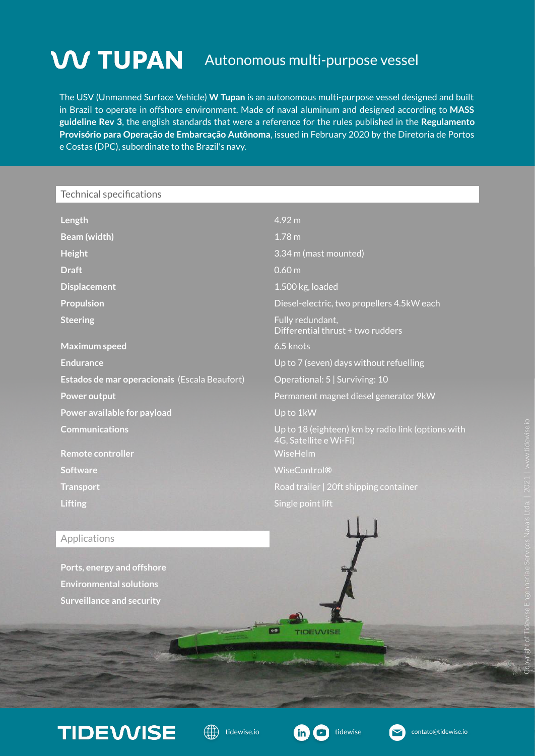# W TUPAN Autonomous multi-purpose vessel

The USV (Unmanned Surface Vehicle) **W Tupan** is an autonomous multi-purpose vessel designed and built in Brazil to operate in offshore environment. Made of naval aluminum and designed according to **MASS guideline Rev 3**, the english standards that were a reference for the rules published in the **Regulamento Provisório para Operação de Embarcação Autônoma**, issued in February 2020 by the Diretoria de Portos e Costas (DPC), subordinate to the Brazil's navy.

## Technical specifications

| | |
|---|---|
| **Length** | 4.92 m |
| **Beam (width)** | 1.78 m |
| **Height** | 3.34 m (mast mounted) |
| **Draft** | 0.60 m |
| **Displacement** | 1.500 kg, loaded |
| **Propulsion** | Diesel-electric, two propellers 4.5kW each |
| **Steering** | Fully redundant, Differential thrust + two rudders |
| **Maximum speed** | 6.5 knots |
| **Endurance** | Up to 7 (seven) days without refuelling |
| **Estados de mar operacionais** (Escala Beaufort) | Operational: 5 \| Surviving: 10 |
| **Power output** | Permanent magnet diesel generator 9kW |
| **Power available for payload** | Up to 1kW |
| **Communications** | Up to 18 (eighteen) km by radio link (options with 4G, Satellite e Wi-Fi) |
| **Remote controller** | WiseHelm |
| **Software** | WiseControl® |
| **Transport** | Road trailer \| 20ft shipping container |
| **Lifting** | Single point lift |

## Applications

**Ports, energy and offshore**
**Environmental solutions**
**Surveillance and security**

Copyright of Tidewise Engenharia e Serviços Navais Ltda. | 2021 | www.tidewise.io

TIDEWISE — tidewise.io — tidewise — contato@tidewise.io